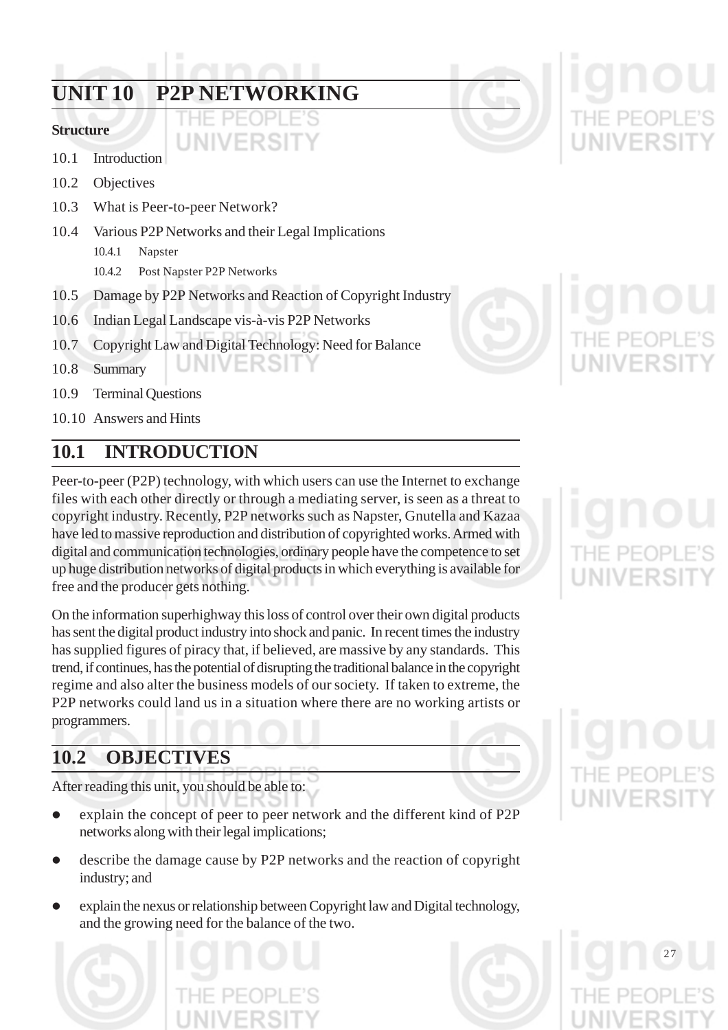# UNIT 10 P2P NETWORKING

**Structure**

10.1 Introduction

10.2 Objectives

10.3 What is Peer-to-peer Network?

10.4 Various P2P Networks and their Legal Implications

- 10.4.1 Napster
- 10.4.2 Post Napster P2P Networks

10.5 Damage by P2P Networks and Reaction of Copyright Industry

10.6 Indian Legal Landscape vis-à-vis P2P Networks

10.7 Copyright Law and Digital Technology: Need for Balance

10.8 Summary

10.9 Terminal Questions

10.10 Answers and Hints

## 10.1 INTRODUCTION

Peer-to-peer (P2P) technology, with which users can use the Internet to exchange files with each other directly or through a mediating server, is seen as a threat to copyright industry. Recently, P2P networks such as Napster, Gnutella and Kazaa have led to massive reproduction and distribution of copyrighted works. Armed with digital and communication technologies, ordinary people have the competence to set up huge distribution networks of digital products in which everything is available for free and the producer gets nothing.

On the information superhighway this loss of control over their own digital products has sent the digital product industry into shock and panic. In recent times the industry has supplied figures of piracy that, if believed, are massive by any standards. This trend, if continues, has the potential of disrupting the traditional balance in the copyright regime and also alter the business models of our society. If taken to extreme, the P2P networks could land us in a situation where there are no working artists or programmers.

## 10.2 OBJECTIVES

After reading this unit, you should be able to:

- explain the concept of peer to peer network and the different kind of P2P networks along with their legal implications;
- describe the damage cause by P2P networks and the reaction of copyright industry; and
- explain the nexus or relationship between Copyright law and Digital technology, and the growing need for the balance of the two.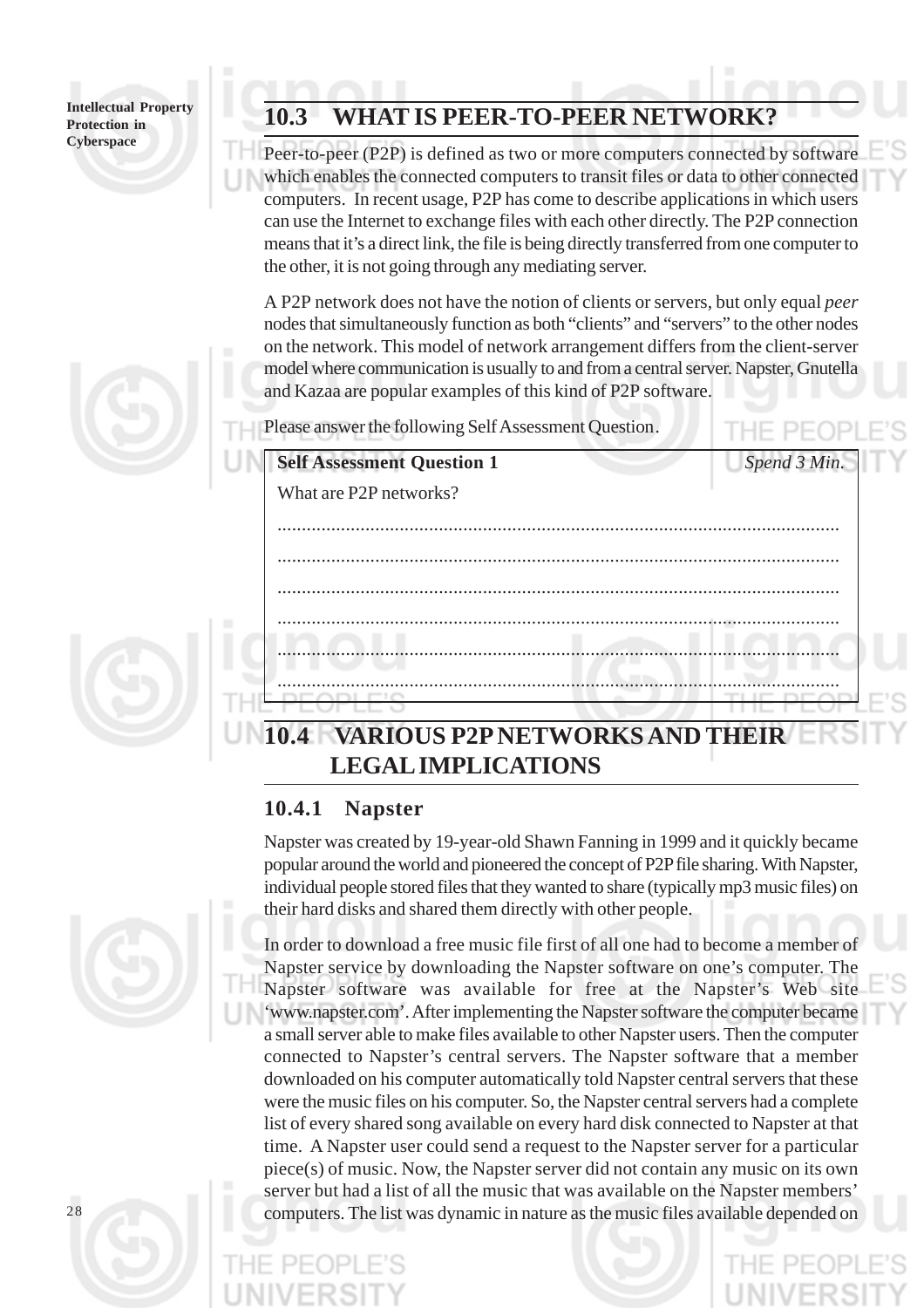## 10.3 WHAT IS PEER-TO-PEER NETWORK?

Peer-to-peer (P2P) is defined as two or more computers connected by software which enables the connected computers to transit files or data to other connected computers. In recent usage, P2P has come to describe applications in which users can use the Internet to exchange files with each other directly. The P2P connection means that it's a direct link, the file is being directly transferred from one computer to the other, it is not going through any mediating server.

A P2P network does not have the notion of clients or servers, but only equal *peer* nodes that simultaneously function as both "clients" and "servers" to the other nodes on the network. This model of network arrangement differs from the client-server model where communication is usually to and from a central server. Napster, Gnutella and Kazaa are popular examples of this kind of P2P software.

Please answer the following Self Assessment Question.

| **Self Assessment Question 1** | *Spend 3 Min.* |
|---|---|
| What are P2P networks? | |
| ........................................................................................................ | |
| ........................................................................................................ | |
| ........................................................................................................ | |
| ........................................................................................................ | |
| ........................................................................................................ | |
| ........................................................................................................ | |

## 10.4 VARIOUS P2P NETWORKS AND THEIR LEGAL IMPLICATIONS

### 10.4.1 Napster

Napster was created by 19-year-old Shawn Fanning in 1999 and it quickly became popular around the world and pioneered the concept of P2P file sharing. With Napster, individual people stored files that they wanted to share (typically mp3 music files) on their hard disks and shared them directly with other people.

In order to download a free music file first of all one had to become a member of Napster service by downloading the Napster software on one's computer. The Napster software was available for free at the Napster's Web site 'www.napster.com'. After implementing the Napster software the computer became a small server able to make files available to other Napster users. Then the computer connected to Napster's central servers. The Napster software that a member downloaded on his computer automatically told Napster central servers that these were the music files on his computer. So, the Napster central servers had a complete list of every shared song available on every hard disk connected to Napster at that time. A Napster user could send a request to the Napster server for a particular piece(s) of music. Now, the Napster server did not contain any music on its own server but had a list of all the music that was available on the Napster members' computers. The list was dynamic in nature as the music files available depended on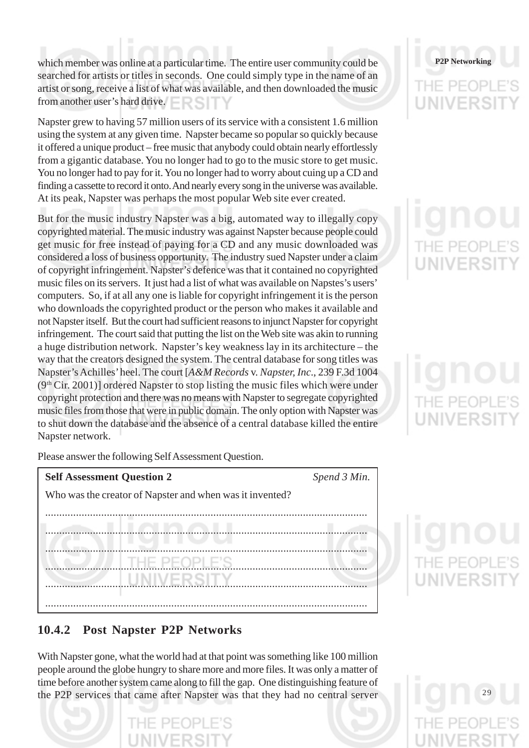which member was online at a particular time. The entire user community could be searched for artists or titles in seconds. One could simply type in the name of an artist or song, receive a list of what was available, and then downloaded the music from another user's hard drive.

Napster grew to having 57 million users of its service with a consistent 1.6 million using the system at any given time. Napster became so popular so quickly because it offered a unique product – free music that anybody could obtain nearly effortlessly from a gigantic database. You no longer had to go to the music store to get music. You no longer had to pay for it. You no longer had to worry about cuing up a CD and finding a cassette to record it onto. And nearly every song in the universe was available. At its peak, Napster was perhaps the most popular Web site ever created.

But for the music industry Napster was a big, automated way to illegally copy copyrighted material. The music industry was against Napster because people could get music for free instead of paying for a CD and any music downloaded was considered a loss of business opportunity. The industry sued Napster under a claim of copyright infringement. Napster's defence was that it contained no copyrighted music files on its servers. It just had a list of what was available on Napstes's users' computers. So, if at all any one is liable for copyright infringement it is the person who downloads the copyrighted product or the person who makes it available and not Napster itself. But the court had sufficient reasons to injunct Napster for copyright infringement. The court said that putting the list on the Web site was akin to running a huge distribution network. Napster's key weakness lay in its architecture – the way that the creators designed the system. The central database for song titles was Napster's Achilles' heel. The court [*A&M Records* v. *Napster, Inc.*, 239 F.3d 1004 (9th Cir. 2001)] ordered Napster to stop listing the music files which were under copyright protection and there was no means with Napster to segregate copyrighted music files from those that were in public domain. The only option with Napster was to shut down the database and the absence of a central database killed the entire Napster network.

Please answer the following Self Assessment Question.

| **Self Assessment Question 2** | *Spend 3 Min.* |
|---|---|
| Who was the creator of Napster and when was it invented? | |
| .................................................................................................................. | |
| .................................................................................................................. | |
| .................................................................................................................. | |
| .................................................................................................................. | |
| .................................................................................................................. | |
| .................................................................................................................. | |

### 10.4.2 Post Napster P2P Networks

With Napster gone, what the world had at that point was something like 100 million people around the globe hungry to share more and more files. It was only a matter of time before another system came along to fill the gap. One distinguishing feature of the P2P services that came after Napster was that they had no central server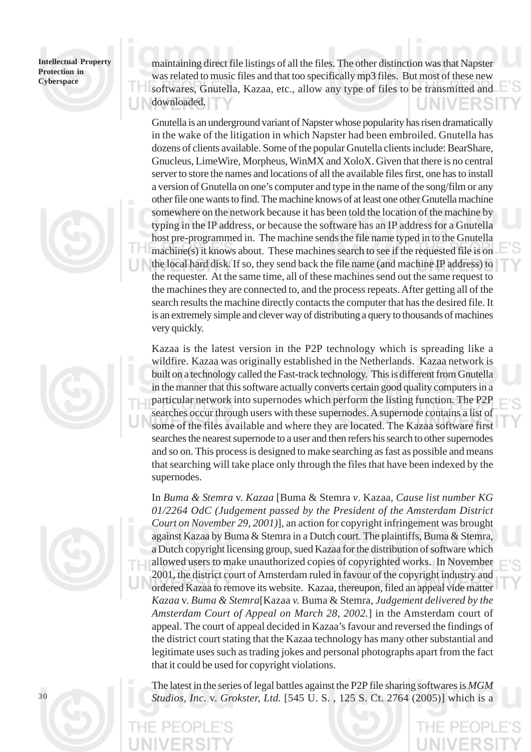maintaining direct file listings of all the files. The other distinction was that Napster was related to music files and that too specifically mp3 files. But most of these new softwares, Gnutella, Kazaa, etc., allow any type of files to be transmitted and downloaded.

Gnutella is an underground variant of Napster whose popularity has risen dramatically in the wake of the litigation in which Napster had been embroiled. Gnutella has dozens of clients available. Some of the popular Gnutella clients include: BearShare, Gnucleus, LimeWire, Morpheus, WinMX and XoloX. Given that there is no central server to store the names and locations of all the available files first, one has to install a version of Gnutella on one's computer and type in the name of the song/film or any other file one wants to find. The machine knows of at least one other Gnutella machine somewhere on the network because it has been told the location of the machine by typing in the IP address, or because the software has an IP address for a Gnutella host pre-programmed in. The machine sends the file name typed in to the Gnutella machine(s) it knows about. These machines search to see if the requested file is on the local hard disk. If so, they send back the file name (and machine IP address) to the requester. At the same time, all of these machines send out the same request to the machines they are connected to, and the process repeats. After getting all of the search results the machine directly contacts the computer that has the desired file. It is an extremely simple and clever way of distributing a query to thousands of machines very quickly.

Kazaa is the latest version in the P2P technology which is spreading like a wildfire. Kazaa was originally established in the Netherlands. Kazaa network is built on a technology called the Fast-track technology. This is different from Gnutella in the manner that this software actually converts certain good quality computers in a particular network into supernodes which perform the listing function. The P2P searches occur through users with these supernodes. A supernode contains a list of some of the files available and where they are located. The Kazaa software first searches the nearest supernode to a user and then refers his search to other supernodes and so on. This process is designed to make searching as fast as possible and means that searching will take place only through the files that have been indexed by the supernodes.

In *Buma & Stemra* v. *Kazaa* [Buma & Stemra *v*. Kazaa, *Cause list number KG 01/2264 OdC (Judgement passed by the President of the Amsterdam District Court on November 29, 2001)*], an action for copyright infringement was brought against Kazaa by Buma & Stemra in a Dutch court. The plaintiffs, Buma & Stemra, a Dutch copyright licensing group, sued Kazaa for the distribution of software which allowed users to make unauthorized copies of copyrighted works. In November 2001, the district court of Amsterdam ruled in favour of the copyright industry and ordered Kazaa to remove its website. Kazaa, thereupon, filed an appeal vide matter *Kazaa* v. *Buma & Stemra*[Kazaa *v.* Buma & Stemra, *Judgement delivered by the Amsterdam Court of Appeal on March 28, 2002.*] in the Amsterdam court of appeal. The court of appeal decided in Kazaa's favour and reversed the findings of the district court stating that the Kazaa technology has many other substantial and legitimate uses such as trading jokes and personal photographs apart from the fact that it could be used for copyright violations.

The latest in the series of legal battles against the P2P file sharing softwares is *MGM Studios, Inc.* v. *Grokster, Ltd.* [545 U. S. , 125 S. Ct. 2764 (2005)] which is a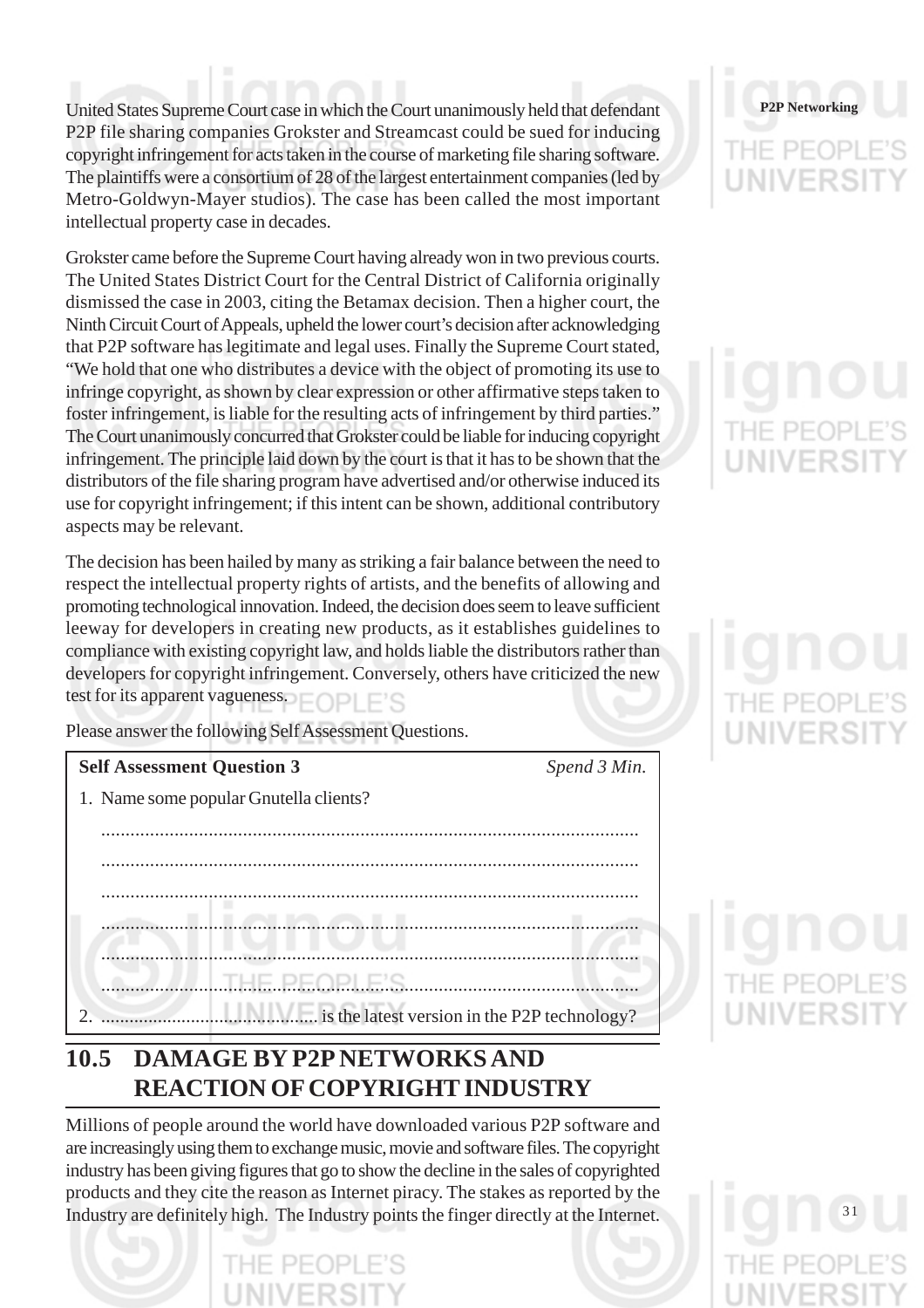United States Supreme Court case in which the Court unanimously held that defendant P2P file sharing companies Grokster and Streamcast could be sued for inducing copyright infringement for acts taken in the course of marketing file sharing software. The plaintiffs were a consortium of 28 of the largest entertainment companies (led by Metro-Goldwyn-Mayer studios). The case has been called the most important intellectual property case in decades.

Grokster came before the Supreme Court having already won in two previous courts. The United States District Court for the Central District of California originally dismissed the case in 2003, citing the Betamax decision. Then a higher court, the Ninth Circuit Court of Appeals, upheld the lower court's decision after acknowledging that P2P software has legitimate and legal uses. Finally the Supreme Court stated, "We hold that one who distributes a device with the object of promoting its use to infringe copyright, as shown by clear expression or other affirmative steps taken to foster infringement, is liable for the resulting acts of infringement by third parties." The Court unanimously concurred that Grokster could be liable for inducing copyright infringement. The principle laid down by the court is that it has to be shown that the distributors of the file sharing program have advertised and/or otherwise induced its use for copyright infringement; if this intent can be shown, additional contributory aspects may be relevant.

The decision has been hailed by many as striking a fair balance between the need to respect the intellectual property rights of artists, and the benefits of allowing and promoting technological innovation. Indeed, the decision does seem to leave sufficient leeway for developers in creating new products, as it establishes guidelines to compliance with existing copyright law, and holds liable the distributors rather than developers for copyright infringement. Conversely, others have criticized the new test for its apparent vagueness.

Please answer the following Self Assessment Questions.

**Self Assessment Question 3** *Spend 3 Min.*

1. Name some popular Gnutella clients?

   ..............................................................................................................

   ..............................................................................................................

   ..............................................................................................................

   ..............................................................................................................

   ..............................................................................................................

   ..............................................................................................................

2. ............................................ is the latest version in the P2P technology?

## 10.5 DAMAGE BY P2P NETWORKS AND REACTION OF COPYRIGHT INDUSTRY

Millions of people around the world have downloaded various P2P software and are increasingly using them to exchange music, movie and software files. The copyright industry has been giving figures that go to show the decline in the sales of copyrighted products and they cite the reason as Internet piracy. The stakes as reported by the Industry are definitely high. The Industry points the finger directly at the Internet.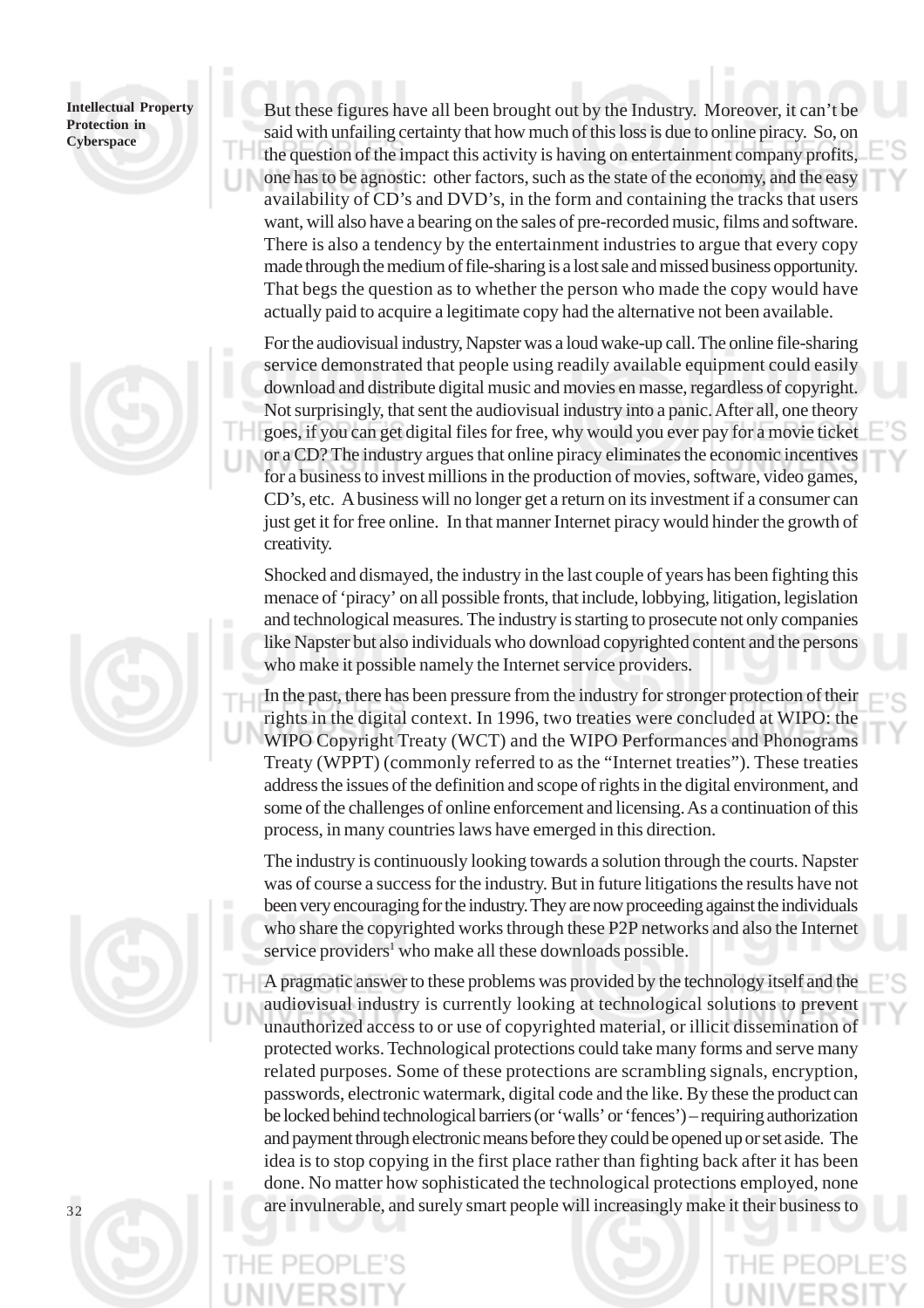But these figures have all been brought out by the Industry. Moreover, it can't be said with unfailing certainty that how much of this loss is due to online piracy. So, on the question of the impact this activity is having on entertainment company profits, one has to be agnostic: other factors, such as the state of the economy, and the easy availability of CD's and DVD's, in the form and containing the tracks that users want, will also have a bearing on the sales of pre-recorded music, films and software. There is also a tendency by the entertainment industries to argue that every copy made through the medium of file-sharing is a lost sale and missed business opportunity. That begs the question as to whether the person who made the copy would have actually paid to acquire a legitimate copy had the alternative not been available.

For the audiovisual industry, Napster was a loud wake-up call. The online file-sharing service demonstrated that people using readily available equipment could easily download and distribute digital music and movies en masse, regardless of copyright. Not surprisingly, that sent the audiovisual industry into a panic. After all, one theory goes, if you can get digital files for free, why would you ever pay for a movie ticket or a CD? The industry argues that online piracy eliminates the economic incentives for a business to invest millions in the production of movies, software, video games, CD's, etc. A business will no longer get a return on its investment if a consumer can just get it for free online. In that manner Internet piracy would hinder the growth of creativity.

Shocked and dismayed, the industry in the last couple of years has been fighting this menace of 'piracy' on all possible fronts, that include, lobbying, litigation, legislation and technological measures. The industry is starting to prosecute not only companies like Napster but also individuals who download copyrighted content and the persons who make it possible namely the Internet service providers.

In the past, there has been pressure from the industry for stronger protection of their rights in the digital context. In 1996, two treaties were concluded at WIPO: the WIPO Copyright Treaty (WCT) and the WIPO Performances and Phonograms Treaty (WPPT) (commonly referred to as the "Internet treaties"). These treaties address the issues of the definition and scope of rights in the digital environment, and some of the challenges of online enforcement and licensing. As a continuation of this process, in many countries laws have emerged in this direction.

The industry is continuously looking towards a solution through the courts. Napster was of course a success for the industry. But in future litigations the results have not been very encouraging for the industry. They are now proceeding against the individuals who share the copyrighted works through these P2P networks and also the Internet service providers[1] who make all these downloads possible.

A pragmatic answer to these problems was provided by the technology itself and the audiovisual industry is currently looking at technological solutions to prevent unauthorized access to or use of copyrighted material, or illicit dissemination of protected works. Technological protections could take many forms and serve many related purposes. Some of these protections are scrambling signals, encryption, passwords, electronic watermark, digital code and the like. By these the product can be locked behind technological barriers (or 'walls' or 'fences') – requiring authorization and payment through electronic means before they could be opened up or set aside. The idea is to stop copying in the first place rather than fighting back after it has been done. No matter how sophisticated the technological protections employed, none are invulnerable, and surely smart people will increasingly make it their business to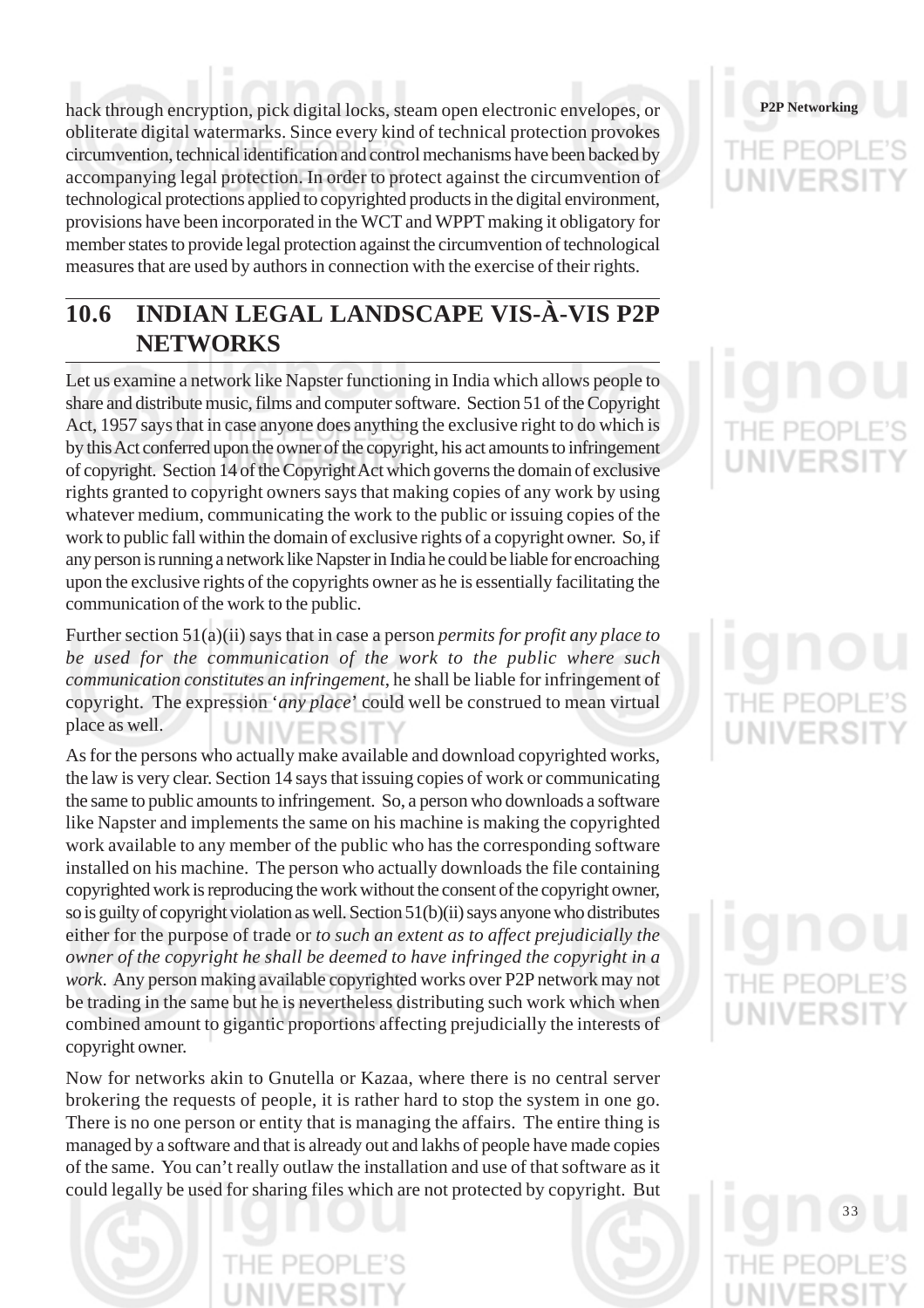hack through encryption, pick digital locks, steam open electronic envelopes, or obliterate digital watermarks. Since every kind of technical protection provokes circumvention, technical identification and control mechanisms have been backed by accompanying legal protection. In order to protect against the circumvention of technological protections applied to copyrighted products in the digital environment, provisions have been incorporated in the WCT and WPPT making it obligatory for member states to provide legal protection against the circumvention of technological measures that are used by authors in connection with the exercise of their rights.

## 10.6 INDIAN LEGAL LANDSCAPE VIS-À-VIS P2P NETWORKS

Let us examine a network like Napster functioning in India which allows people to share and distribute music, films and computer software. Section 51 of the Copyright Act, 1957 says that in case anyone does anything the exclusive right to do which is by this Act conferred upon the owner of the copyright, his act amounts to infringement of copyright. Section 14 of the Copyright Act which governs the domain of exclusive rights granted to copyright owners says that making copies of any work by using whatever medium, communicating the work to the public or issuing copies of the work to public fall within the domain of exclusive rights of a copyright owner. So, if any person is running a network like Napster in India he could be liable for encroaching upon the exclusive rights of the copyrights owner as he is essentially facilitating the communication of the work to the public.

Further section 51(a)(ii) says that in case a person *permits for profit any place to be used for the communication of the work to the public where such communication constitutes an infringement*, he shall be liable for infringement of copyright. The expression '*any place*' could well be construed to mean virtual place as well.

As for the persons who actually make available and download copyrighted works, the law is very clear. Section 14 says that issuing copies of work or communicating the same to public amounts to infringement. So, a person who downloads a software like Napster and implements the same on his machine is making the copyrighted work available to any member of the public who has the corresponding software installed on his machine. The person who actually downloads the file containing copyrighted work is reproducing the work without the consent of the copyright owner, so is guilty of copyright violation as well. Section 51(b)(ii) says anyone who distributes either for the purpose of trade or *to such an extent as to affect prejudicially the owner of the copyright he shall be deemed to have infringed the copyright in a work*. Any person making available copyrighted works over P2P network may not be trading in the same but he is nevertheless distributing such work which when combined amount to gigantic proportions affecting prejudicially the interests of copyright owner.

Now for networks akin to Gnutella or Kazaa, where there is no central server brokering the requests of people, it is rather hard to stop the system in one go. There is no one person or entity that is managing the affairs. The entire thing is managed by a software and that is already out and lakhs of people have made copies of the same. You can't really outlaw the installation and use of that software as it could legally be used for sharing files which are not protected by copyright. But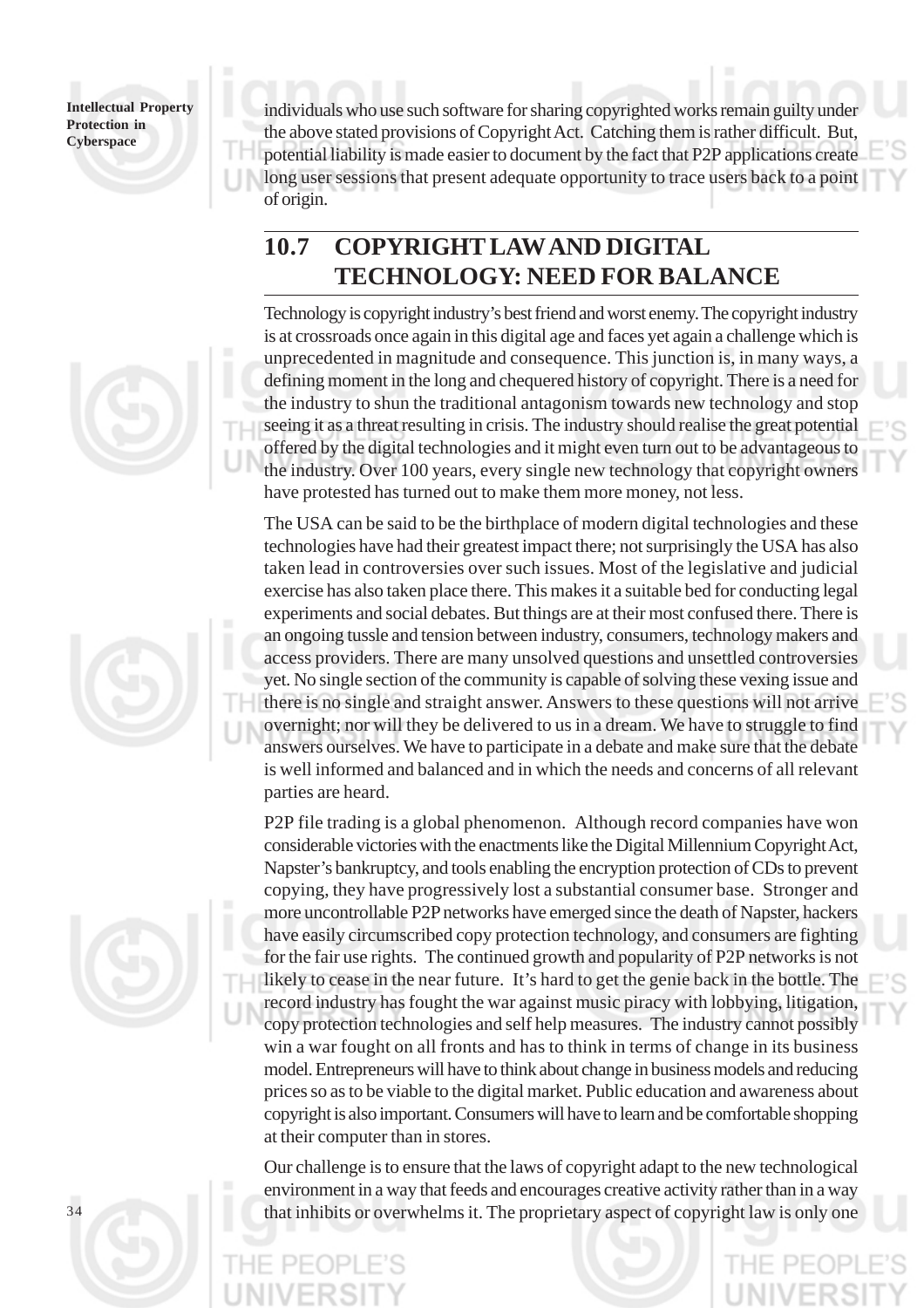individuals who use such software for sharing copyrighted works remain guilty under the above stated provisions of Copyright Act. Catching them is rather difficult. But, potential liability is made easier to document by the fact that P2P applications create long user sessions that present adequate opportunity to trace users back to a point of origin.

## 10.7 COPYRIGHT LAW AND DIGITAL TECHNOLOGY: NEED FOR BALANCE

Technology is copyright industry's best friend and worst enemy. The copyright industry is at crossroads once again in this digital age and faces yet again a challenge which is unprecedented in magnitude and consequence. This junction is, in many ways, a defining moment in the long and chequered history of copyright. There is a need for the industry to shun the traditional antagonism towards new technology and stop seeing it as a threat resulting in crisis. The industry should realise the great potential offered by the digital technologies and it might even turn out to be advantageous to the industry. Over 100 years, every single new technology that copyright owners have protested has turned out to make them more money, not less.

The USA can be said to be the birthplace of modern digital technologies and these technologies have had their greatest impact there; not surprisingly the USA has also taken lead in controversies over such issues. Most of the legislative and judicial exercise has also taken place there. This makes it a suitable bed for conducting legal experiments and social debates. But things are at their most confused there. There is an ongoing tussle and tension between industry, consumers, technology makers and access providers. There are many unsolved questions and unsettled controversies yet. No single section of the community is capable of solving these vexing issue and there is no single and straight answer. Answers to these questions will not arrive overnight; nor will they be delivered to us in a dream. We have to struggle to find answers ourselves. We have to participate in a debate and make sure that the debate is well informed and balanced and in which the needs and concerns of all relevant parties are heard.

P2P file trading is a global phenomenon. Although record companies have won considerable victories with the enactments like the Digital Millennium Copyright Act, Napster's bankruptcy, and tools enabling the encryption protection of CDs to prevent copying, they have progressively lost a substantial consumer base. Stronger and more uncontrollable P2P networks have emerged since the death of Napster, hackers have easily circumscribed copy protection technology, and consumers are fighting for the fair use rights. The continued growth and popularity of P2P networks is not likely to cease in the near future. It's hard to get the genie back in the bottle. The record industry has fought the war against music piracy with lobbying, litigation, copy protection technologies and self help measures. The industry cannot possibly win a war fought on all fronts and has to think in terms of change in its business model. Entrepreneurs will have to think about change in business models and reducing prices so as to be viable to the digital market. Public education and awareness about copyright is also important. Consumers will have to learn and be comfortable shopping at their computer than in stores.

Our challenge is to ensure that the laws of copyright adapt to the new technological environment in a way that feeds and encourages creative activity rather than in a way that inhibits or overwhelms it. The proprietary aspect of copyright law is only one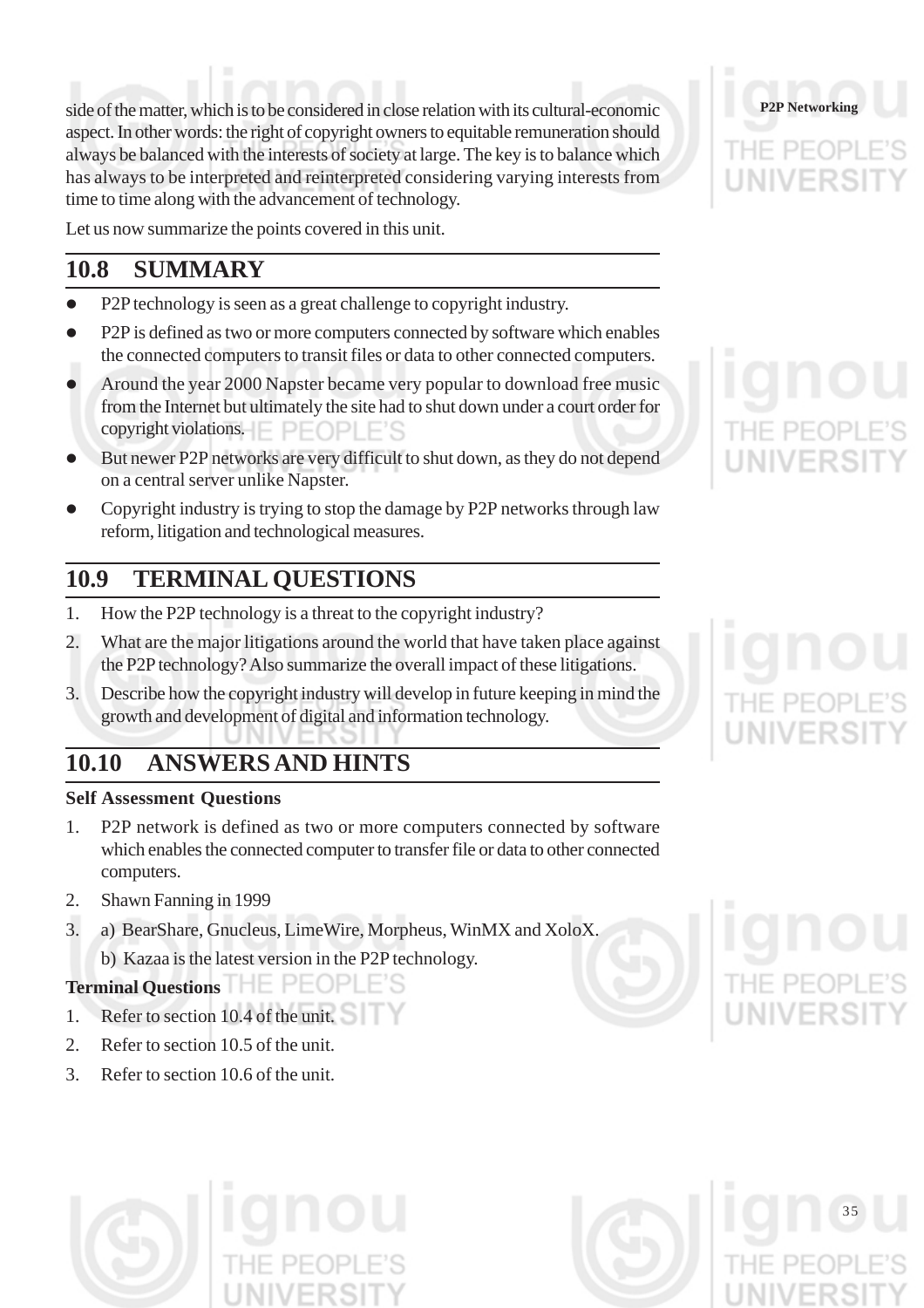side of the matter, which is to be considered in close relation with its cultural-economic aspect. In other words: the right of copyright owners to equitable remuneration should always be balanced with the interests of society at large. The key is to balance which has always to be interpreted and reinterpreted considering varying interests from time to time along with the advancement of technology.

Let us now summarize the points covered in this unit.

## 10.8 SUMMARY

- P2P technology is seen as a great challenge to copyright industry.
- P2P is defined as two or more computers connected by software which enables the connected computers to transit files or data to other connected computers.
- Around the year 2000 Napster became very popular to download free music from the Internet but ultimately the site had to shut down under a court order for copyright violations.
- But newer P2P networks are very difficult to shut down, as they do not depend on a central server unlike Napster.
- Copyright industry is trying to stop the damage by P2P networks through law reform, litigation and technological measures.

## 10.9 TERMINAL QUESTIONS

1. How the P2P technology is a threat to the copyright industry?
2. What are the major litigations around the world that have taken place against the P2P technology? Also summarize the overall impact of these litigations.
3. Describe how the copyright industry will develop in future keeping in mind the growth and development of digital and information technology.

## 10.10 ANSWERS AND HINTS

**Self Assessment Questions**

1. P2P network is defined as two or more computers connected by software which enables the connected computer to transfer file or data to other connected computers.
2. Shawn Fanning in 1999
3. a) BearShare, Gnucleus, LimeWire, Morpheus, WinMX and XoloX.

   b) Kazaa is the latest version in the P2P technology.

**Terminal Questions**

1. Refer to section 10.4 of the unit.
2. Refer to section 10.5 of the unit.
3. Refer to section 10.6 of the unit.